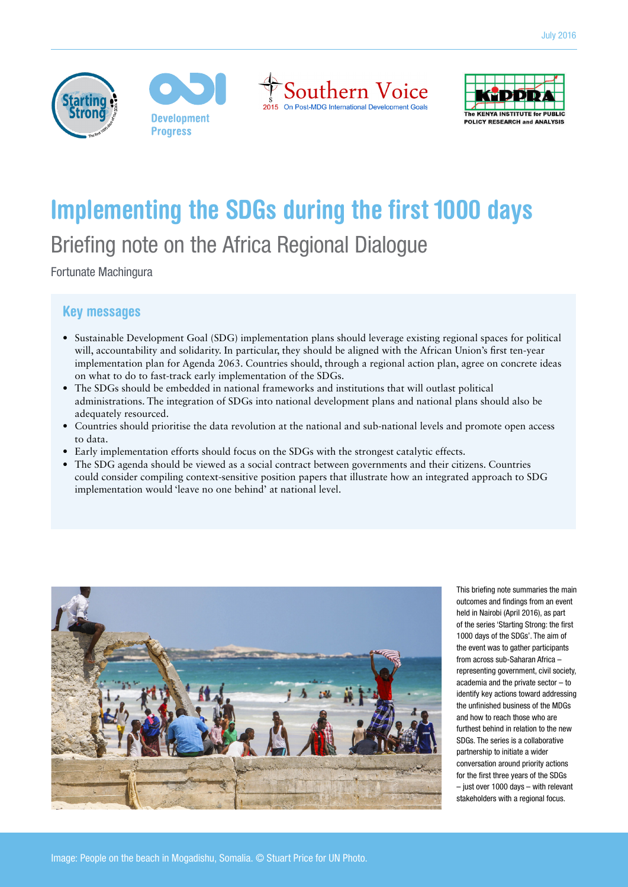July 2016

# Implementing the SDGs during the first 1000 days

## Briefing note on the Africa Regional Dialogue

Fortunate Machingura

### Key messages

- Sustainable Development Goal (SDG) implementation plans should leverage existing regional spaces for political will, accountability and solidarity. In particular, they should be aligned with the African Union's first ten-year implementation plan for Agenda 2063. Countries should, through a regional action plan, agree on concrete ideas on what to do to fast-track early implementation of the SDGs.
- The SDGs should be embedded in national frameworks and institutions that will outlast political administrations. The integration of SDGs into national development plans and national plans should also be adequately resourced.
- Countries should prioritise the data revolution at the national and sub-national levels and promote open access to data.
- Early implementation efforts should focus on the SDGs with the strongest catalytic effects.
- The SDG agenda should be viewed as a social contract between governments and their citizens. Countries could consider compiling context-sensitive position papers that illustrate how an integrated approach to SDG implementation would 'leave no one behind' at national level.

This briefing note summaries the main outcomes and findings from an event held in Nairobi (April 2016), as part of the series 'Starting Strong: the first 1000 days of the SDGs'. The aim of the event was to gather participants from across sub-Saharan Africa – representing government, civil society, academia and the private sector – to identify key actions toward addressing the unfinished business of the MDGs and how to reach those who are furthest behind in relation to the new SDGs. The series is a collaborative partnership to initiate a wider conversation around priority actions for the first three years of the SDGs – just over 1000 days – with relevant stakeholders with a regional focus.

Image: People on the beach in Mogadishu, Somalia. © Stuart Price for UN Photo.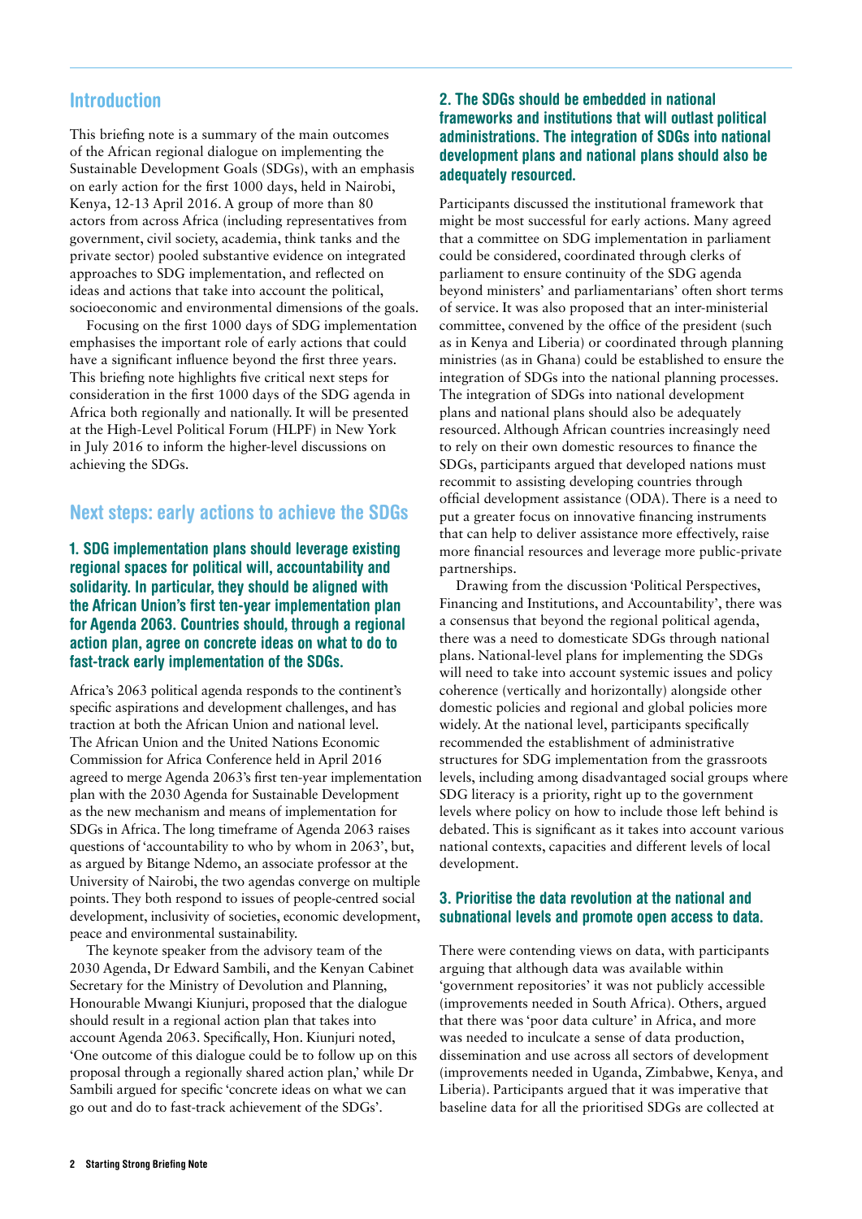## Introduction

This briefing note is a summary of the main outcomes of the African regional dialogue on implementing the Sustainable Development Goals (SDGs), with an emphasis on early action for the first 1000 days, held in Nairobi, Kenya, 12-13 April 2016. A group of more than 80 actors from across Africa (including representatives from government, civil society, academia, think tanks and the private sector) pooled substantive evidence on integrated approaches to SDG implementation, and reflected on ideas and actions that take into account the political, socioeconomic and environmental dimensions of the goals.

Focusing on the first 1000 days of SDG implementation emphasises the important role of early actions that could have a significant influence beyond the first three years. This briefing note highlights five critical next steps for consideration in the first 1000 days of the SDG agenda in Africa both regionally and nationally. It will be presented at the High-Level Political Forum (HLPF) in New York in July 2016 to inform the higher-level discussions on achieving the SDGs.

## Next steps: early actions to achieve the SDGs

### 1. SDG implementation plans should leverage existing regional spaces for political will, accountability and solidarity. In particular, they should be aligned with the African Union's first ten-year implementation plan for Agenda 2063. Countries should, through a regional action plan, agree on concrete ideas on what to do to fast-track early implementation of the SDGs.

Africa's 2063 political agenda responds to the continent's specific aspirations and development challenges, and has traction at both the African Union and national level. The African Union and the United Nations Economic Commission for Africa Conference held in April 2016 agreed to merge Agenda 2063's first ten-year implementation plan with the 2030 Agenda for Sustainable Development as the new mechanism and means of implementation for SDGs in Africa. The long timeframe of Agenda 2063 raises questions of 'accountability to who by whom in 2063', but, as argued by Bitange Ndemo, an associate professor at the University of Nairobi, the two agendas converge on multiple points. They both respond to issues of people-centred social development, inclusivity of societies, economic development, peace and environmental sustainability.

The keynote speaker from the advisory team of the 2030 Agenda, Dr Edward Sambili, and the Kenyan Cabinet Secretary for the Ministry of Devolution and Planning, Honourable Mwangi Kiunjuri, proposed that the dialogue should result in a regional action plan that takes into account Agenda 2063. Specifically, Hon. Kiunjuri noted, 'One outcome of this dialogue could be to follow up on this proposal through a regionally shared action plan,' while Dr Sambili argued for specific 'concrete ideas on what we can go out and do to fast-track achievement of the SDGs'.

### 2. The SDGs should be embedded in national frameworks and institutions that will outlast political administrations. The integration of SDGs into national development plans and national plans should also be adequately resourced.

Participants discussed the institutional framework that might be most successful for early actions. Many agreed that a committee on SDG implementation in parliament could be considered, coordinated through clerks of parliament to ensure continuity of the SDG agenda beyond ministers' and parliamentarians' often short terms of service. It was also proposed that an inter-ministerial committee, convened by the office of the president (such as in Kenya and Liberia) or coordinated through planning ministries (as in Ghana) could be established to ensure the integration of SDGs into the national planning processes. The integration of SDGs into national development plans and national plans should also be adequately resourced. Although African countries increasingly need to rely on their own domestic resources to finance the SDGs, participants argued that developed nations must recommit to assisting developing countries through official development assistance (ODA). There is a need to put a greater focus on innovative financing instruments that can help to deliver assistance more effectively, raise more financial resources and leverage more public-private partnerships.

Drawing from the discussion 'Political Perspectives, Financing and Institutions, and Accountability', there was a consensus that beyond the regional political agenda, there was a need to domesticate SDGs through national plans. National-level plans for implementing the SDGs will need to take into account systemic issues and policy coherence (vertically and horizontally) alongside other domestic policies and regional and global policies more widely. At the national level, participants specifically recommended the establishment of administrative structures for SDG implementation from the grassroots levels, including among disadvantaged social groups where SDG literacy is a priority, right up to the government levels where policy on how to include those left behind is debated. This is significant as it takes into account various national contexts, capacities and different levels of local development.

### 3. Prioritise the data revolution at the national and subnational levels and promote open access to data.

There were contending views on data, with participants arguing that although data was available within 'government repositories' it was not publicly accessible (improvements needed in South Africa). Others, argued that there was 'poor data culture' in Africa, and more was needed to inculcate a sense of data production, dissemination and use across all sectors of development (improvements needed in Uganda, Zimbabwe, Kenya, and Liberia). Participants argued that it was imperative that baseline data for all the prioritised SDGs are collected at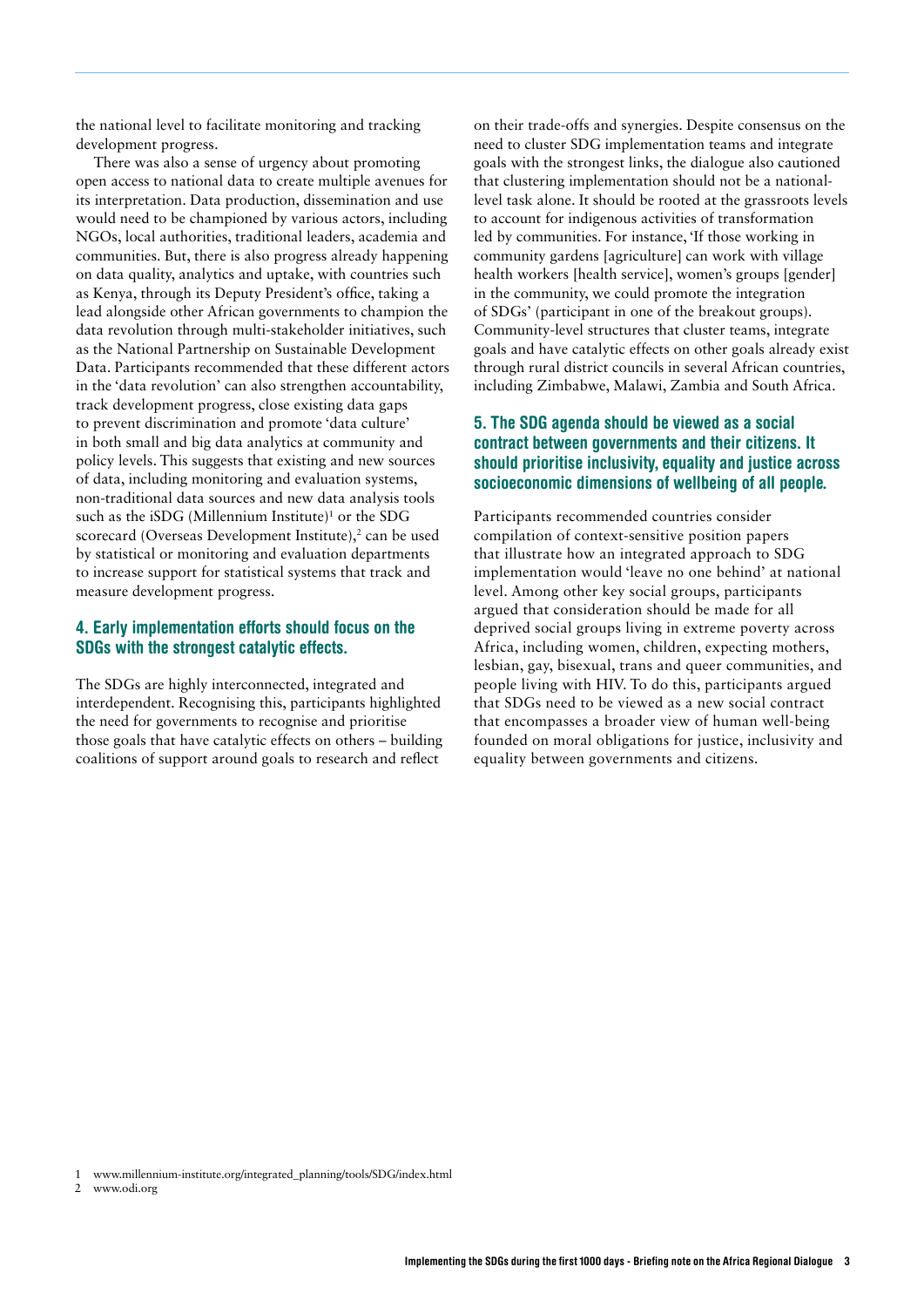the national level to facilitate monitoring and tracking development progress.

There was also a sense of urgency about promoting open access to national data to create multiple avenues for its interpretation. Data production, dissemination and use would need to be championed by various actors, including NGOs, local authorities, traditional leaders, academia and communities. But, there is also progress already happening on data quality, analytics and uptake, with countries such as Kenya, through its Deputy President's office, taking a lead alongside other African governments to champion the data revolution through multi-stakeholder initiatives, such as the National Partnership on Sustainable Development Data. Participants recommended that these different actors in the 'data revolution' can also strengthen accountability, track development progress, close existing data gaps to prevent discrimination and promote 'data culture' in both small and big data analytics at community and policy levels. This suggests that existing and new sources of data, including monitoring and evaluation systems, non-traditional data sources and new data analysis tools such as the iSDG (Millennium Institute)[1] or the SDG scorecard (Overseas Development Institute),[2] can be used by statistical or monitoring and evaluation departments to increase support for statistical systems that track and measure development progress.

### 4. Early implementation efforts should focus on the SDGs with the strongest catalytic effects.

The SDGs are highly interconnected, integrated and interdependent. Recognising this, participants highlighted the need for governments to recognise and prioritise those goals that have catalytic effects on others – building coalitions of support around goals to research and reflect on their trade-offs and synergies. Despite consensus on the need to cluster SDG implementation teams and integrate goals with the strongest links, the dialogue also cautioned that clustering implementation should not be a national-level task alone. It should be rooted at the grassroots levels to account for indigenous activities of transformation led by communities. For instance, 'If those working in community gardens [agriculture] can work with village health workers [health service], women's groups [gender] in the community, we could promote the integration of SDGs' (participant in one of the breakout groups). Community-level structures that cluster teams, integrate goals and have catalytic effects on other goals already exist through rural district councils in several African countries, including Zimbabwe, Malawi, Zambia and South Africa.

### 5. The SDG agenda should be viewed as a social contract between governments and their citizens. It should prioritise inclusivity, equality and justice across socioeconomic dimensions of wellbeing of all people.

Participants recommended countries consider compilation of context-sensitive position papers that illustrate how an integrated approach to SDG implementation would 'leave no one behind' at national level. Among other key social groups, participants argued that consideration should be made for all deprived social groups living in extreme poverty across Africa, including women, children, expecting mothers, lesbian, gay, bisexual, trans and queer communities, and people living with HIV. To do this, participants argued that SDGs need to be viewed as a new social contract that encompasses a broader view of human well-being founded on moral obligations for justice, inclusivity and equality between governments and citizens.

1 www.millennium-institute.org/integrated_planning/tools/SDG/index.html
2 www.odi.org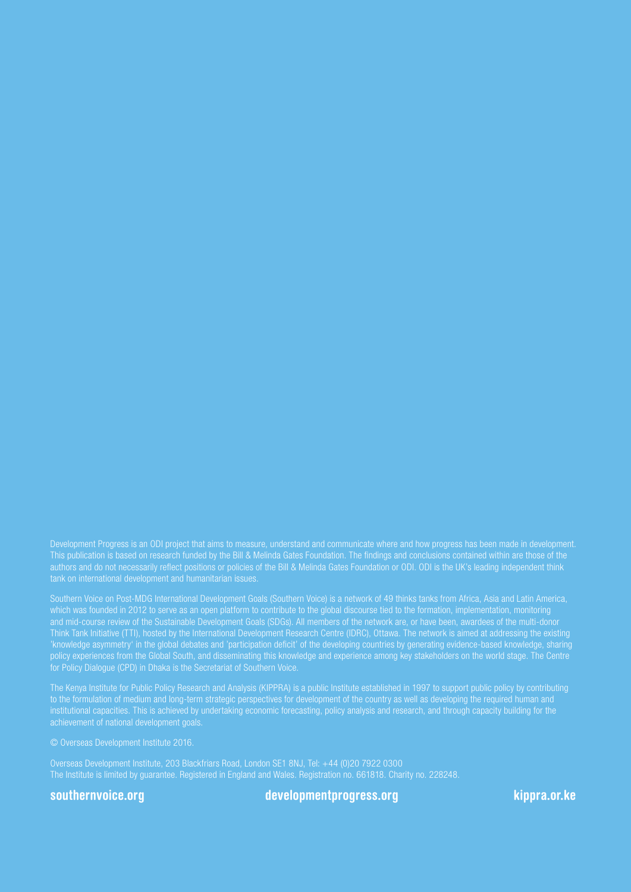Development Progress is an ODI project that aims to measure, understand and communicate where and how progress has been made in development. This publication is based on research funded by the Bill & Melinda Gates Foundation. The findings and conclusions contained within are those of the authors and do not necessarily reflect positions or policies of the Bill & Melinda Gates Foundation or ODI. ODI is the UK's leading independent think tank on international development and humanitarian issues.

Southern Voice on Post-MDG International Development Goals (Southern Voice) is a network of 49 thinks tanks from Africa, Asia and Latin America, which was founded in 2012 to serve as an open platform to contribute to the global discourse tied to the formation, implementation, monitoring and mid-course review of the Sustainable Development Goals (SDGs). All members of the network are, or have been, awardees of the multi-donor Think Tank Initiative (TTI), hosted by the International Development Research Centre (IDRC), Ottawa. The network is aimed at addressing the existing 'knowledge asymmetry' in the global debates and 'participation deficit' of the developing countries by generating evidence-based knowledge, sharing policy experiences from the Global South, and disseminating this knowledge and experience among key stakeholders on the world stage. The Centre for Policy Dialogue (CPD) in Dhaka is the Secretariat of Southern Voice.

The Kenya Institute for Public Policy Research and Analysis (KIPPRA) is a public Institute established in 1997 to support public policy by contributing to the formulation of medium and long-term strategic perspectives for development of the country as well as developing the required human and institutional capacities. This is achieved by undertaking economic forecasting, policy analysis and research, and through capacity building for the achievement of national development goals.

© Overseas Development Institute 2016.

Overseas Development Institute, 203 Blackfriars Road, London SE1 8NJ, Tel: +44 (0)20 7922 0300
The Institute is limited by guarantee. Registered in England and Wales. Registration no. 661818. Charity no. 228248.

**southernvoice.org** **developmentprogress.org** **kippra.or.ke**